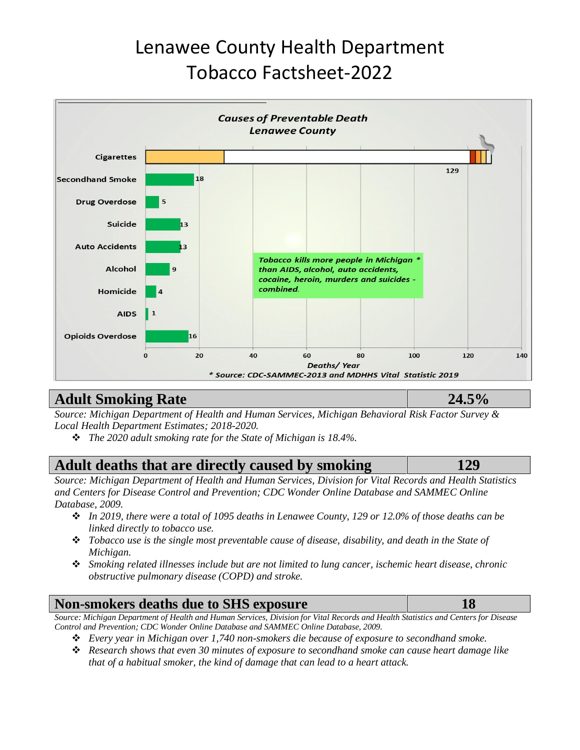# Lenawee County Health Department
# Tobacco Factsheet-2022

**Causes of Preventable Death**
**Lenawee County**

| Cause | Deaths/Year |
| --- | --- |
| Cigarettes | 129 |
| Secondhand Smoke | 18 |
| Drug Overdose | 5 |
| Suicide | 13 |
| Auto Accidents | 13 |
| Alcohol | 9 |
| Homicide | 4 |
| AIDS | 1 |
| Opioids Overdose | 16 |

*Tobacco kills more people in Michigan * than AIDS, alcohol, auto accidents, cocaine, heroin, murders and suicides - combined.*

Deaths/ Year

*\* Source: CDC-SAMMEC-2013 and MDHHS Vital Statistic 2019*

| Adult Smoking Rate | 24.5% |
| --- | --- |

*Source: Michigan Department of Health and Human Services, Michigan Behavioral Risk Factor Survey & Local Health Department Estimates; 2018-2020.*

- *The 2020 adult smoking rate for the State of Michigan is 18.4%.*

| Adult deaths that are directly caused by smoking | 129 |
| --- | --- |

*Source: Michigan Department of Health and Human Services, Division for Vital Records and Health Statistics and Centers for Disease Control and Prevention; CDC Wonder Online Database and SAMMEC Online Database, 2009.*

- *In 2019, there were a total of 1095 deaths in Lenawee County, 129 or 12.0% of those deaths can be linked directly to tobacco use.*
- *Tobacco use is the single most preventable cause of disease, disability, and death in the State of Michigan.*
- *Smoking related illnesses include but are not limited to lung cancer, ischemic heart disease, chronic obstructive pulmonary disease (COPD) and stroke.*

| Non-smokers deaths due to SHS exposure | 18 |
| --- | --- |

*Source: Michigan Department of Health and Human Services, Division for Vital Records and Health Statistics and Centers for Disease Control and Prevention; CDC Wonder Online Database and SAMMEC Online Database, 2009.*

- *Every year in Michigan over 1,740 non-smokers die because of exposure to secondhand smoke.*
- *Research shows that even 30 minutes of exposure to secondhand smoke can cause heart damage like that of a habitual smoker, the kind of damage that can lead to a heart attack.*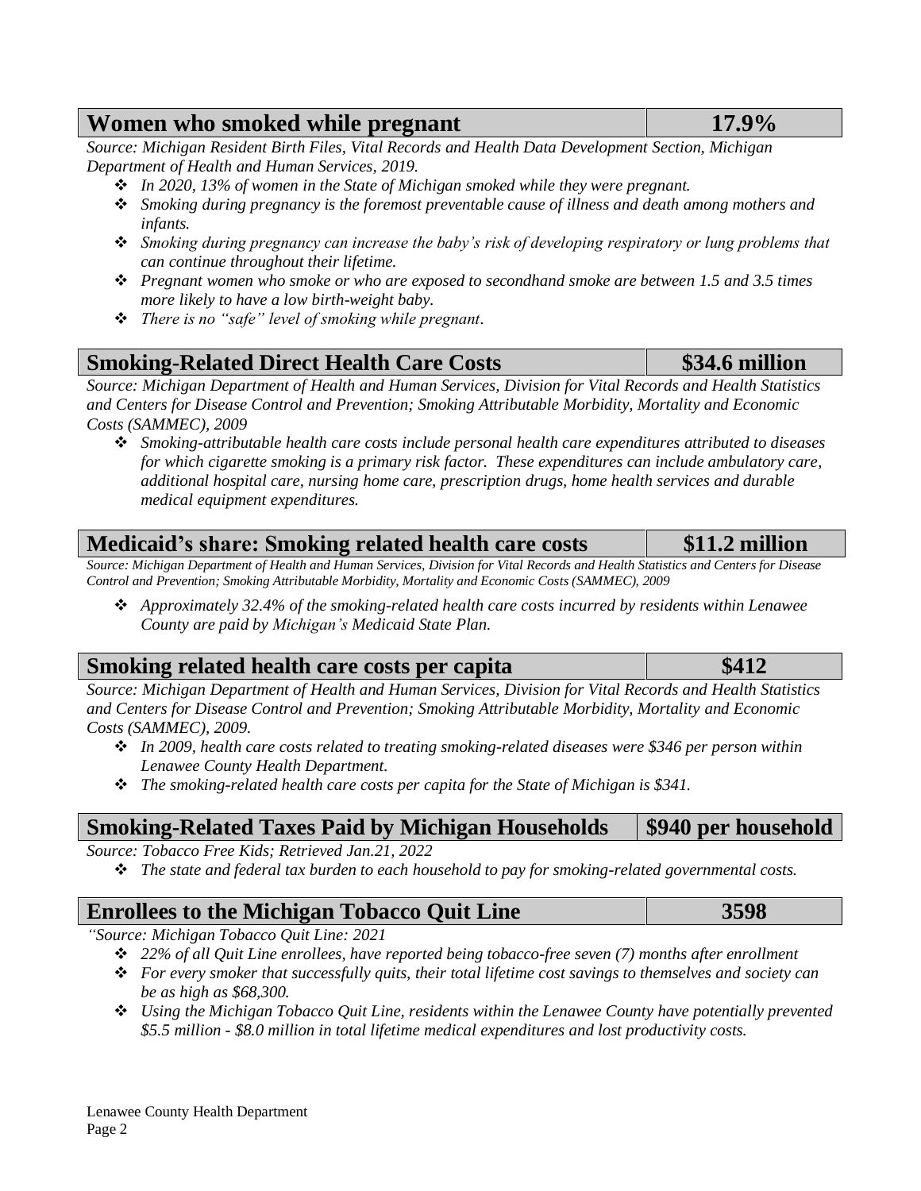| Women who smoked while pregnant | 17.9% |
|---|---|

*Source: Michigan Resident Birth Files, Vital Records and Health Data Development Section, Michigan Department of Health and Human Services, 2019.*

- *In 2020, 13% of women in the State of Michigan smoked while they were pregnant.*
- *Smoking during pregnancy is the foremost preventable cause of illness and death among mothers and infants.*
- *Smoking during pregnancy can increase the baby's risk of developing respiratory or lung problems that can continue throughout their lifetime.*
- *Pregnant women who smoke or who are exposed to secondhand smoke are between 1.5 and 3.5 times more likely to have a low birth-weight baby.*
- *There is no "safe" level of smoking while pregnant.*

| Smoking-Related Direct Health Care Costs | $34.6 million |
|---|---|

*Source: Michigan Department of Health and Human Services, Division for Vital Records and Health Statistics and Centers for Disease Control and Prevention; Smoking Attributable Morbidity, Mortality and Economic Costs (SAMMEC), 2009*

- *Smoking-attributable health care costs include personal health care expenditures attributed to diseases for which cigarette smoking is a primary risk factor. These expenditures can include ambulatory care, additional hospital care, nursing home care, prescription drugs, home health services and durable medical equipment expenditures.*

| Medicaid's share: Smoking related health care costs | $11.2 million |
|---|---|

*Source: Michigan Department of Health and Human Services, Division for Vital Records and Health Statistics and Centers for Disease Control and Prevention; Smoking Attributable Morbidity, Mortality and Economic Costs (SAMMEC), 2009*

- *Approximately 32.4% of the smoking-related health care costs incurred by residents within Lenawee County are paid by Michigan's Medicaid State Plan.*

| Smoking related health care costs per capita | $412 |
|---|---|

*Source: Michigan Department of Health and Human Services, Division for Vital Records and Health Statistics and Centers for Disease Control and Prevention; Smoking Attributable Morbidity, Mortality and Economic Costs (SAMMEC), 2009.*

- *In 2009, health care costs related to treating smoking-related diseases were $346 per person within Lenawee County Health Department.*
- *The smoking-related health care costs per capita for the State of Michigan is $341.*

| Smoking-Related Taxes Paid by Michigan Households | $940 per household |
|---|---|

*Source: Tobacco Free Kids; Retrieved Jan.21, 2022*

- *The state and federal tax burden to each household to pay for smoking-related governmental costs.*

| Enrollees to the Michigan Tobacco Quit Line | 3598 |
|---|---|

*"Source: Michigan Tobacco Quit Line: 2021*

- *22% of all Quit Line enrollees, have reported being tobacco-free seven (7) months after enrollment*
- *For every smoker that successfully quits, their total lifetime cost savings to themselves and society can be as high as $68,300.*
- *Using the Michigan Tobacco Quit Line, residents within the Lenawee County have potentially prevented $5.5 million - $8.0 million in total lifetime medical expenditures and lost productivity costs.*